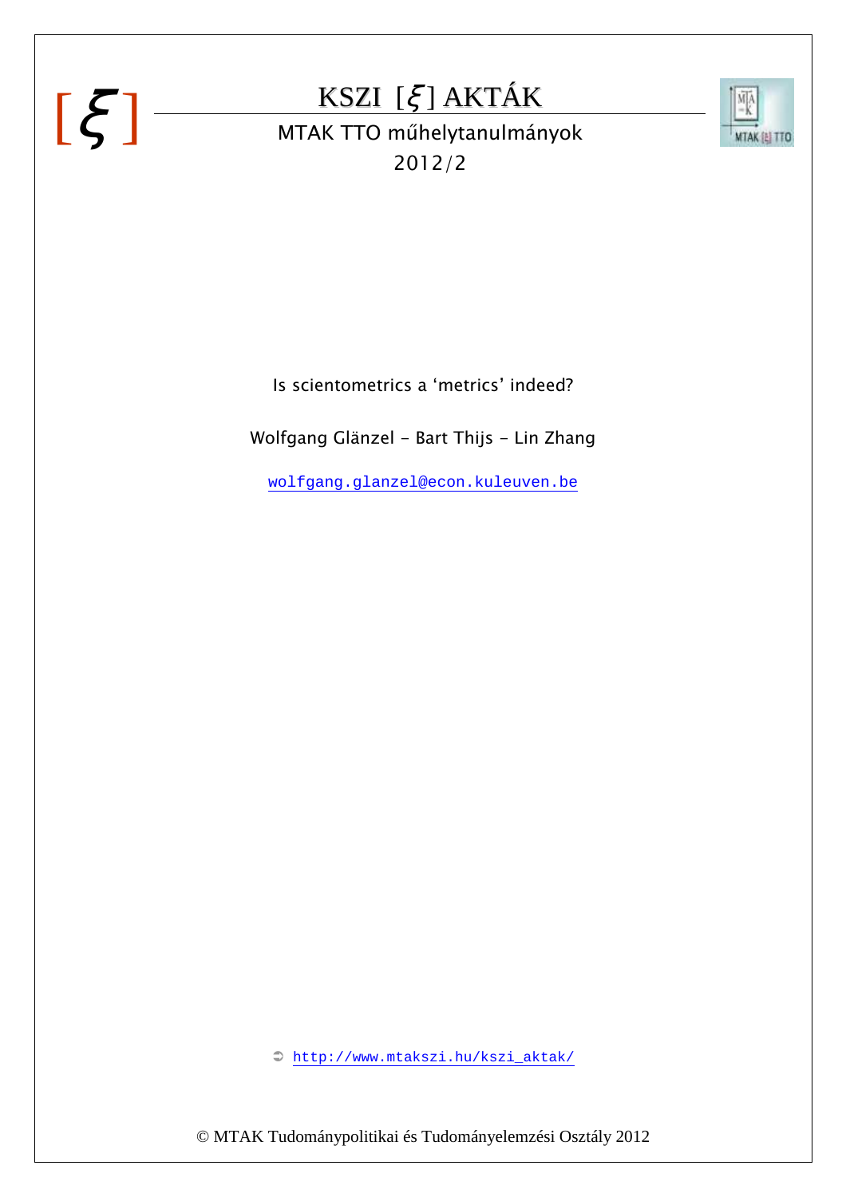# KSZI [ξ] AKTÁK

MTAK TTO műhelytanulmányok

2012/2

Is scientometrics a ‘metrics’ indeed?

Wolfgang Glänzel – Bart Thijs – Lin Zhang

wolfgang.glanzel@econ.kuleuven.be

➲ http://www.mtakszi.hu/kszi_aktak/

© MTAK Tudománypolitikai és Tudományelemzési Osztály 2012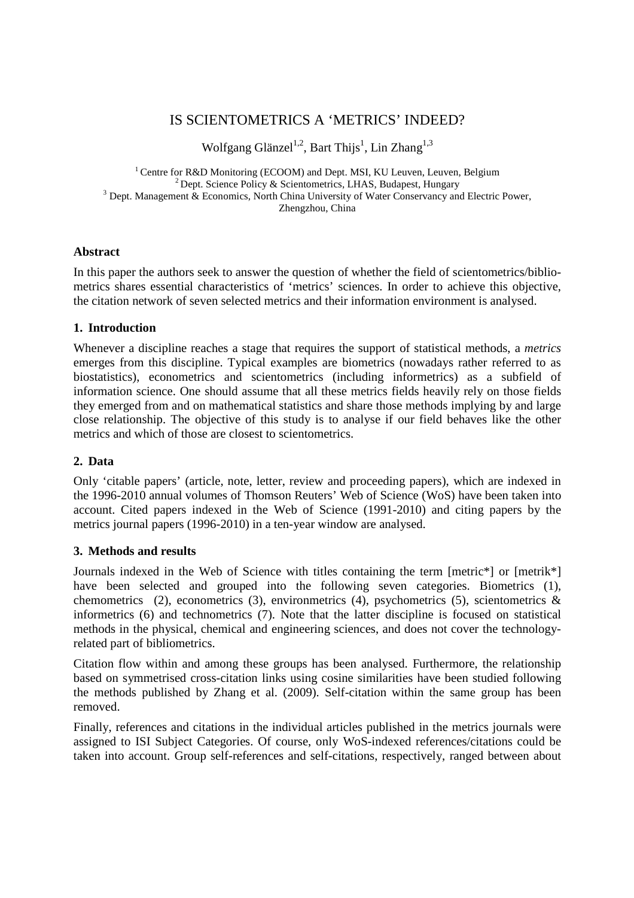# IS SCIENTOMETRICS A 'METRICS' INDEED?

Wolfgang Glänzel[1,2], Bart Thijs[1], Lin Zhang[1,3]

[1] Centre for R&D Monitoring (ECOOM) and Dept. MSI, KU Leuven, Leuven, Belgium
[2] Dept. Science Policy & Scientometrics, LHAS, Budapest, Hungary
[3] Dept. Management & Economics, North China University of Water Conservancy and Electric Power, Zhengzhou, China

### Abstract

In this paper the authors seek to answer the question of whether the field of scientometrics/bibliometrics shares essential characteristics of 'metrics' sciences. In order to achieve this objective, the citation network of seven selected metrics and their information environment is analysed.

### 1. Introduction

Whenever a discipline reaches a stage that requires the support of statistical methods, a *metrics* emerges from this discipline. Typical examples are biometrics (nowadays rather referred to as biostatistics), econometrics and scientometrics (including informetrics) as a subfield of information science. One should assume that all these metrics fields heavily rely on those fields they emerged from and on mathematical statistics and share those methods implying by and large close relationship. The objective of this study is to analyse if our field behaves like the other metrics and which of those are closest to scientometrics.

### 2. Data

Only 'citable papers' (article, note, letter, review and proceeding papers), which are indexed in the 1996-2010 annual volumes of Thomson Reuters' Web of Science (WoS) have been taken into account. Cited papers indexed in the Web of Science (1991-2010) and citing papers by the metrics journal papers (1996-2010) in a ten-year window are analysed.

### 3. Methods and results

Journals indexed in the Web of Science with titles containing the term [metric*] or [metrik*] have been selected and grouped into the following seven categories. Biometrics (1), chemometrics (2), econometrics (3), environmetrics (4), psychometrics (5), scientometrics & informetrics (6) and technometrics (7). Note that the latter discipline is focused on statistical methods in the physical, chemical and engineering sciences, and does not cover the technology-related part of bibliometrics.

Citation flow within and among these groups has been analysed. Furthermore, the relationship based on symmetrised cross-citation links using cosine similarities have been studied following the methods published by Zhang et al. (2009). Self-citation within the same group has been removed.

Finally, references and citations in the individual articles published in the metrics journals were assigned to ISI Subject Categories. Of course, only WoS-indexed references/citations could be taken into account. Group self-references and self-citations, respectively, ranged between about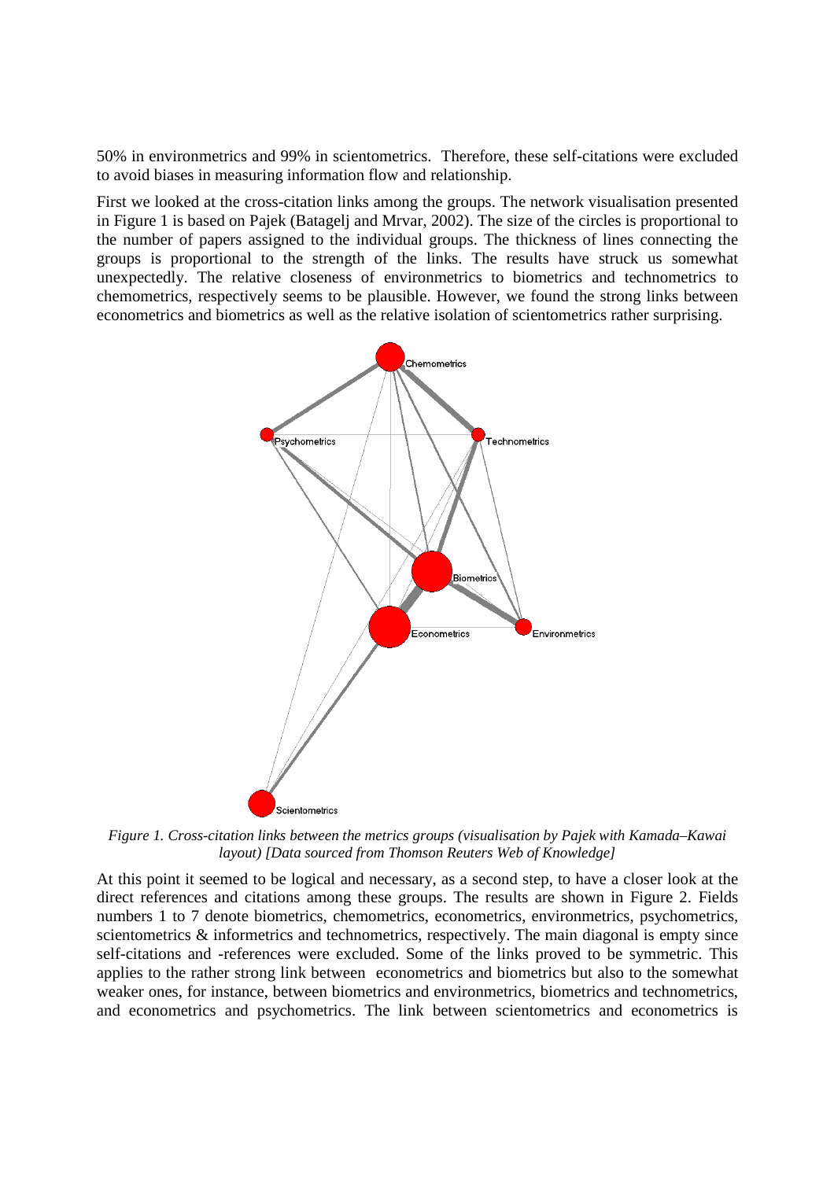50% in environmetrics and 99% in scientometrics. Therefore, these self-citations were excluded to avoid biases in measuring information flow and relationship.

First we looked at the cross-citation links among the groups. The network visualisation presented in Figure 1 is based on Pajek (Batagelj and Mrvar, 2002). The size of the circles is proportional to the number of papers assigned to the individual groups. The thickness of lines connecting the groups is proportional to the strength of the links. The results have struck us somewhat unexpectedly. The relative closeness of environmetrics to biometrics and technometrics to chemometrics, respectively seems to be plausible. However, we found the strong links between econometrics and biometrics as well as the relative isolation of scientometrics rather surprising.

*Figure 1. Cross-citation links between the metrics groups (visualisation by Pajek with Kamada–Kawai layout) [Data sourced from Thomson Reuters Web of Knowledge]*

At this point it seemed to be logical and necessary, as a second step, to have a closer look at the direct references and citations among these groups. The results are shown in Figure 2. Fields numbers 1 to 7 denote biometrics, chemometrics, econometrics, environmetrics, psychometrics, scientometrics & informetrics and technometrics, respectively. The main diagonal is empty since self-citations and -references were excluded. Some of the links proved to be symmetric. This applies to the rather strong link between econometrics and biometrics but also to the somewhat weaker ones, for instance, between biometrics and environmetrics, biometrics and technometrics, and econometrics and psychometrics. The link between scientometrics and econometrics is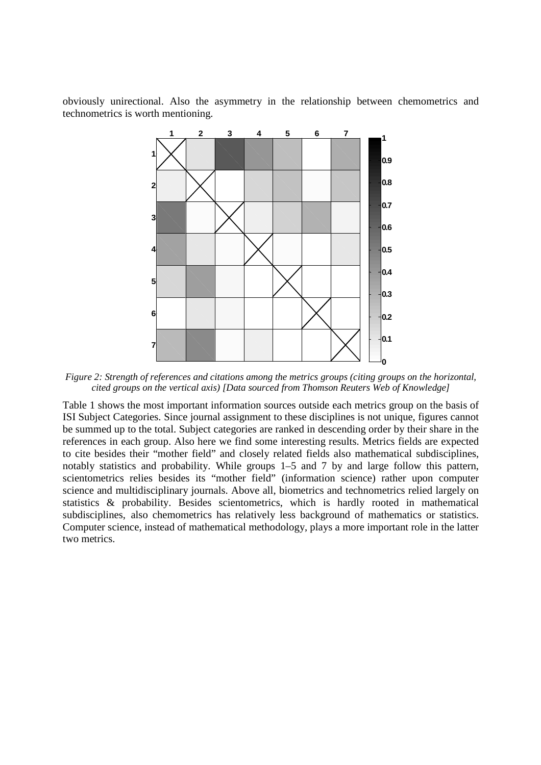obviously unirectional. Also the asymmetry in the relationship between chemometrics and technometrics is worth mentioning.

*Figure 2: Strength of references and citations among the metrics groups (citing groups on the horizontal, cited groups on the vertical axis) [Data sourced from Thomson Reuters Web of Knowledge]*

Table 1 shows the most important information sources outside each metrics group on the basis of ISI Subject Categories. Since journal assignment to these disciplines is not unique, figures cannot be summed up to the total. Subject categories are ranked in descending order by their share in the references in each group. Also here we find some interesting results. Metrics fields are expected to cite besides their "mother field" and closely related fields also mathematical subdisciplines, notably statistics and probability. While groups 1–5 and 7 by and large follow this pattern, scientometrics relies besides its "mother field" (information science) rather upon computer science and multidisciplinary journals. Above all, biometrics and technometrics relied largely on statistics & probability. Besides scientometrics, which is hardly rooted in mathematical subdisciplines, also chemometrics has relatively less background of mathematics or statistics. Computer science, instead of mathematical methodology, plays a more important role in the latter two metrics.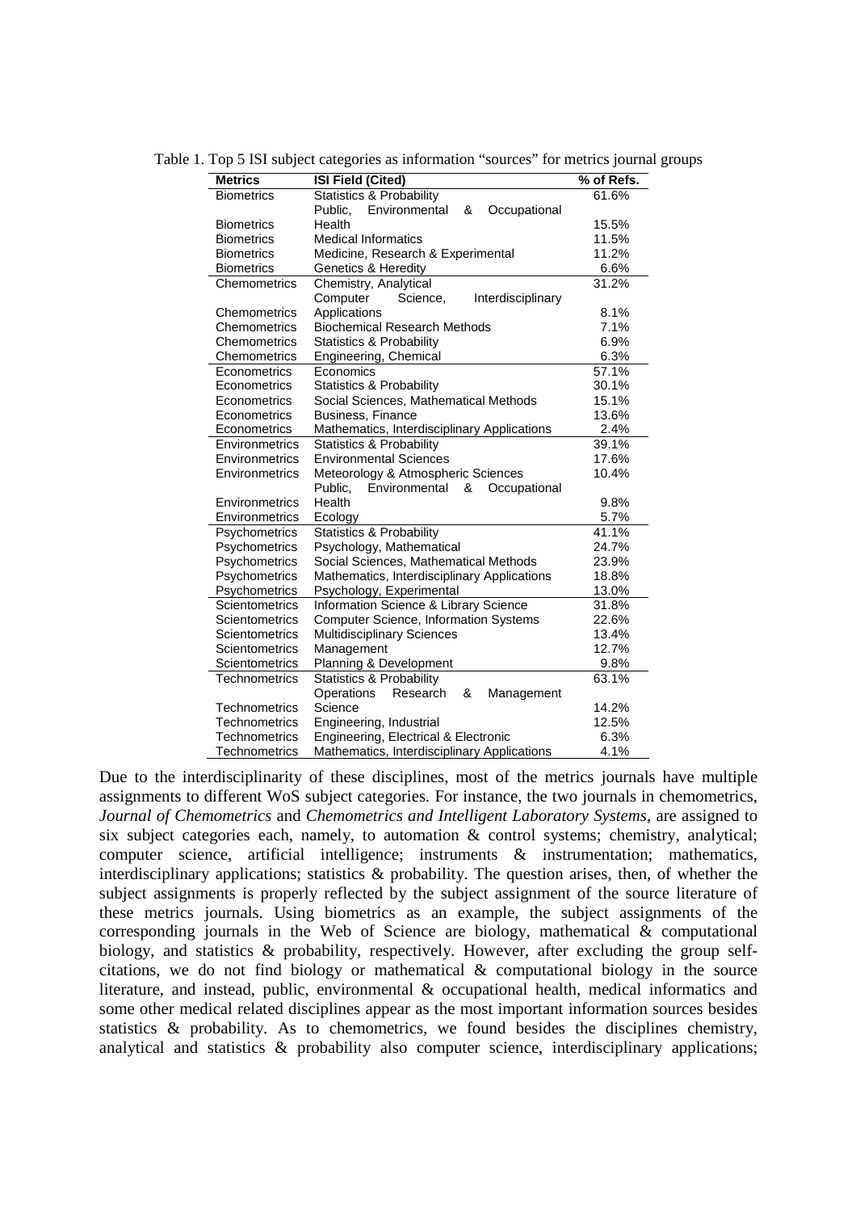Table 1. Top 5 ISI subject categories as information "sources" for metrics journal groups

| Metrics | ISI Field (Cited) | % of Refs. |
|---|---|---|
| Biometrics | Statistics & Probability | 61.6% |
| Biometrics | Public, Environmental & Occupational Health | 15.5% |
| Biometrics | Medical Informatics | 11.5% |
| Biometrics | Medicine, Research & Experimental | 11.2% |
| Biometrics | Genetics & Heredity | 6.6% |
| Chemometrics | Chemistry, Analytical | 31.2% |
| Chemometrics | Computer Science, Interdisciplinary Applications | 8.1% |
| Chemometrics | Biochemical Research Methods | 7.1% |
| Chemometrics | Statistics & Probability | 6.9% |
| Chemometrics | Engineering, Chemical | 6.3% |
| Econometrics | Economics | 57.1% |
| Econometrics | Statistics & Probability | 30.1% |
| Econometrics | Social Sciences, Mathematical Methods | 15.1% |
| Econometrics | Business, Finance | 13.6% |
| Econometrics | Mathematics, Interdisciplinary Applications | 2.4% |
| Environmetrics | Statistics & Probability | 39.1% |
| Environmetrics | Environmental Sciences | 17.6% |
| Environmetrics | Meteorology & Atmospheric Sciences | 10.4% |
| Environmetrics | Public, Environmental & Occupational Health | 9.8% |
| Environmetrics | Ecology | 5.7% |
| Psychometrics | Statistics & Probability | 41.1% |
| Psychometrics | Psychology, Mathematical | 24.7% |
| Psychometrics | Social Sciences, Mathematical Methods | 23.9% |
| Psychometrics | Mathematics, Interdisciplinary Applications | 18.8% |
| Psychometrics | Psychology, Experimental | 13.0% |
| Scientometrics | Information Science & Library Science | 31.8% |
| Scientometrics | Computer Science, Information Systems | 22.6% |
| Scientometrics | Multidisciplinary Sciences | 13.4% |
| Scientometrics | Management | 12.7% |
| Scientometrics | Planning & Development | 9.8% |
| Technometrics | Statistics & Probability | 63.1% |
| Technometrics | Operations Research & Management Science | 14.2% |
| Technometrics | Engineering, Industrial | 12.5% |
| Technometrics | Engineering, Electrical & Electronic | 6.3% |
| Technometrics | Mathematics, Interdisciplinary Applications | 4.1% |

Due to the interdisciplinarity of these disciplines, most of the metrics journals have multiple assignments to different WoS subject categories. For instance, the two journals in chemometrics, *Journal of Chemometrics* and *Chemometrics and Intelligent Laboratory Systems*, are assigned to six subject categories each, namely, to automation & control systems; chemistry, analytical; computer science, artificial intelligence; instruments & instrumentation; mathematics, interdisciplinary applications; statistics & probability. The question arises, then, of whether the subject assignments is properly reflected by the subject assignment of the source literature of these metrics journals. Using biometrics as an example, the subject assignments of the corresponding journals in the Web of Science are biology, mathematical & computational biology, and statistics & probability, respectively. However, after excluding the group self-citations, we do not find biology or mathematical & computational biology in the source literature, and instead, public, environmental & occupational health, medical informatics and some other medical related disciplines appear as the most important information sources besides statistics & probability. As to chemometrics, we found besides the disciplines chemistry, analytical and statistics & probability also computer science, interdisciplinary applications;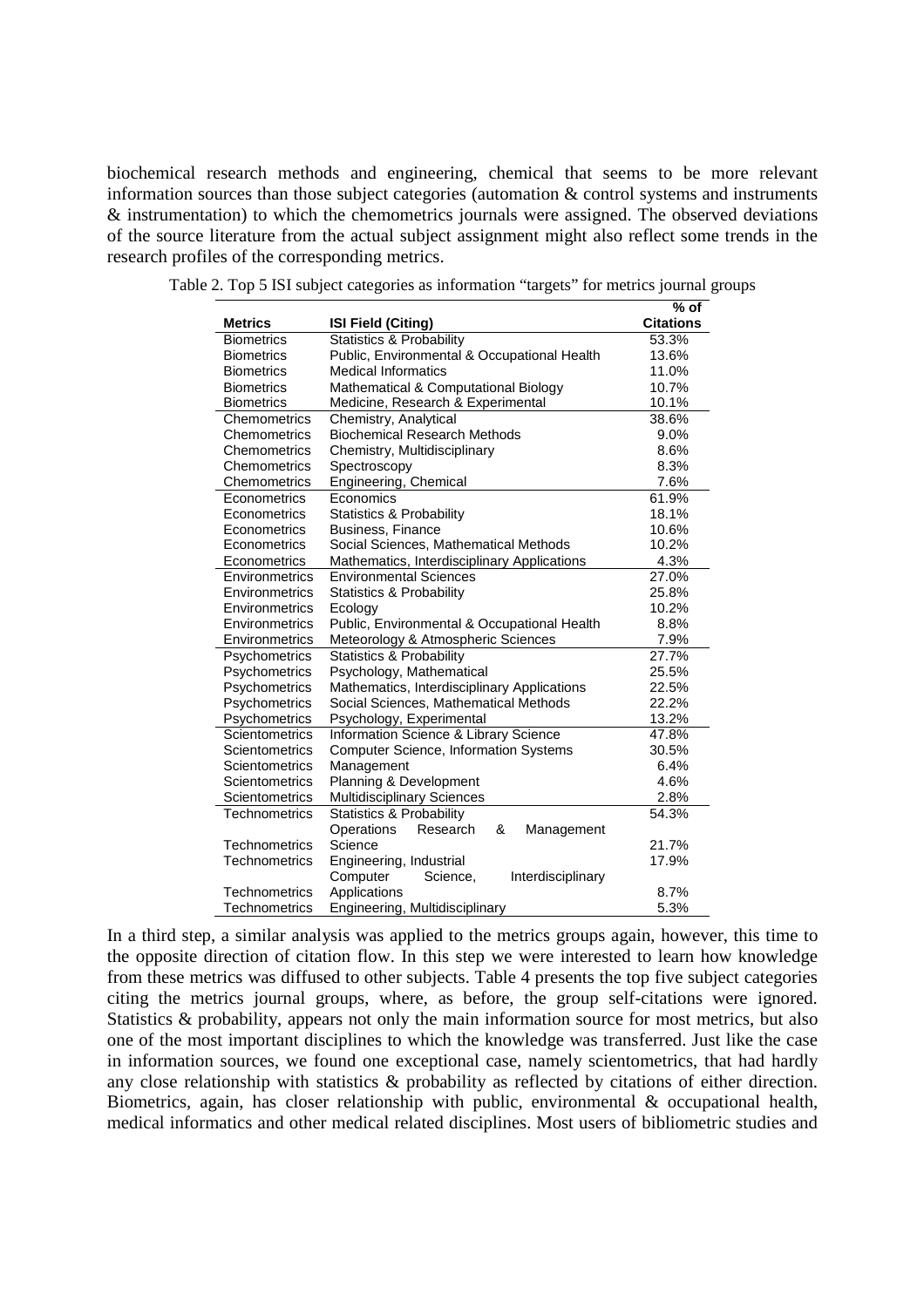biochemical research methods and engineering, chemical that seems to be more relevant information sources than those subject categories (automation & control systems and instruments & instrumentation) to which the chemometrics journals were assigned. The observed deviations of the source literature from the actual subject assignment might also reflect some trends in the research profiles of the corresponding metrics.

Table 2. Top 5 ISI subject categories as information "targets" for metrics journal groups

| Metrics | ISI Field (Citing) | % of Citations |
|---|---|---|
| Biometrics | Statistics & Probability | 53.3% |
| Biometrics | Public, Environmental & Occupational Health | 13.6% |
| Biometrics | Medical Informatics | 11.0% |
| Biometrics | Mathematical & Computational Biology | 10.7% |
| Biometrics | Medicine, Research & Experimental | 10.1% |
| Chemometrics | Chemistry, Analytical | 38.6% |
| Chemometrics | Biochemical Research Methods | 9.0% |
| Chemometrics | Chemistry, Multidisciplinary | 8.6% |
| Chemometrics | Spectroscopy | 8.3% |
| Chemometrics | Engineering, Chemical | 7.6% |
| Econometrics | Economics | 61.9% |
| Econometrics | Statistics & Probability | 18.1% |
| Econometrics | Business, Finance | 10.6% |
| Econometrics | Social Sciences, Mathematical Methods | 10.2% |
| Econometrics | Mathematics, Interdisciplinary Applications | 4.3% |
| Environmetrics | Environmental Sciences | 27.0% |
| Environmetrics | Statistics & Probability | 25.8% |
| Environmetrics | Ecology | 10.2% |
| Environmetrics | Public, Environmental & Occupational Health | 8.8% |
| Environmetrics | Meteorology & Atmospheric Sciences | 7.9% |
| Psychometrics | Statistics & Probability | 27.7% |
| Psychometrics | Psychology, Mathematical | 25.5% |
| Psychometrics | Mathematics, Interdisciplinary Applications | 22.5% |
| Psychometrics | Social Sciences, Mathematical Methods | 22.2% |
| Psychometrics | Psychology, Experimental | 13.2% |
| Scientometrics | Information Science & Library Science | 47.8% |
| Scientometrics | Computer Science, Information Systems | 30.5% |
| Scientometrics | Management | 6.4% |
| Scientometrics | Planning & Development | 4.6% |
| Scientometrics | Multidisciplinary Sciences | 2.8% |
| Technometrics | Statistics & Probability | 54.3% |
| Technometrics | Operations Research & Management Science | 21.7% |
| Technometrics | Engineering, Industrial | 17.9% |
| Technometrics | Computer Science, Interdisciplinary Applications | 8.7% |
| Technometrics | Engineering, Multidisciplinary | 5.3% |

In a third step, a similar analysis was applied to the metrics groups again, however, this time to the opposite direction of citation flow. In this step we were interested to learn how knowledge from these metrics was diffused to other subjects. Table 4 presents the top five subject categories citing the metrics journal groups, where, as before, the group self-citations were ignored. Statistics & probability, appears not only the main information source for most metrics, but also one of the most important disciplines to which the knowledge was transferred. Just like the case in information sources, we found one exceptional case, namely scientometrics, that had hardly any close relationship with statistics & probability as reflected by citations of either direction. Biometrics, again, has closer relationship with public, environmental & occupational health, medical informatics and other medical related disciplines. Most users of bibliometric studies and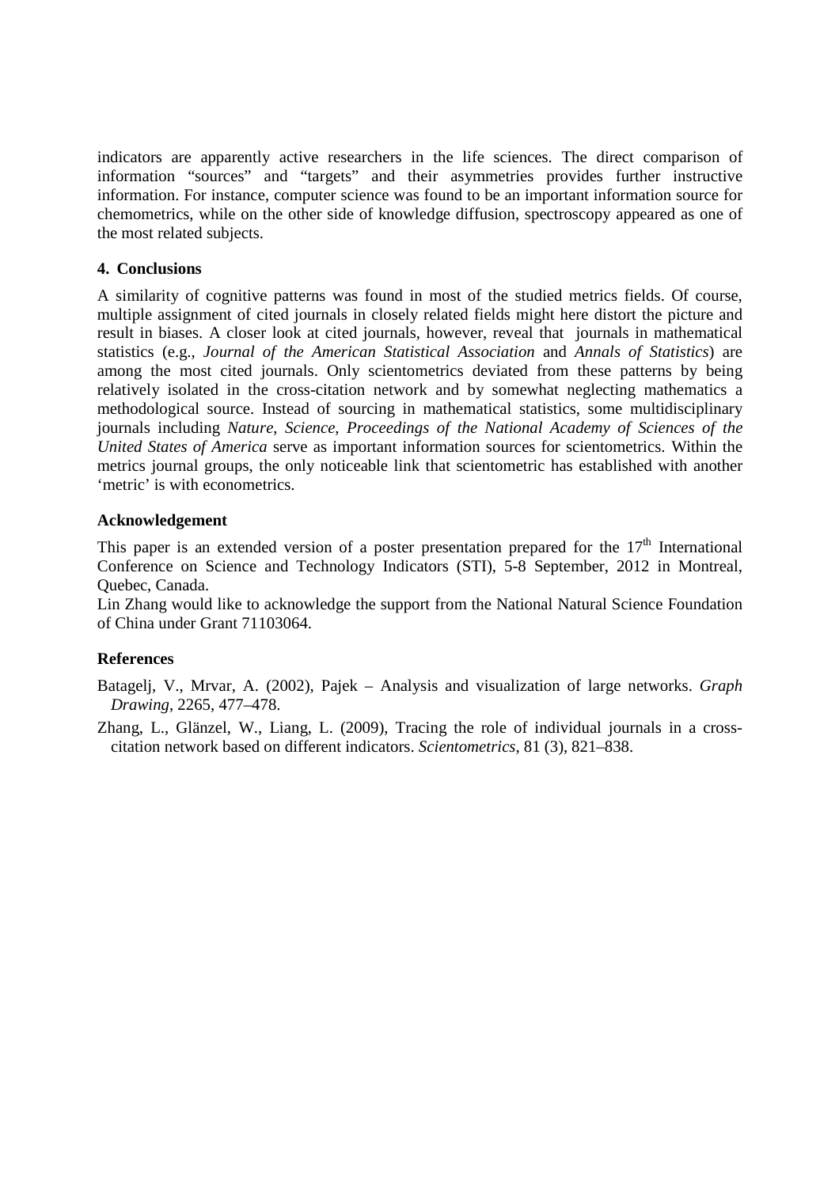indicators are apparently active researchers in the life sciences. The direct comparison of information "sources" and "targets" and their asymmetries provides further instructive information. For instance, computer science was found to be an important information source for chemometrics, while on the other side of knowledge diffusion, spectroscopy appeared as one of the most related subjects.

## 4. Conclusions

A similarity of cognitive patterns was found in most of the studied metrics fields. Of course, multiple assignment of cited journals in closely related fields might here distort the picture and result in biases. A closer look at cited journals, however, reveal that journals in mathematical statistics (e.g., *Journal of the American Statistical Association* and *Annals of Statistics*) are among the most cited journals. Only scientometrics deviated from these patterns by being relatively isolated in the cross-citation network and by somewhat neglecting mathematics a methodological source. Instead of sourcing in mathematical statistics, some multidisciplinary journals including *Nature*, *Science*, *Proceedings of the National Academy of Sciences of the United States of America* serve as important information sources for scientometrics. Within the metrics journal groups, the only noticeable link that scientometric has established with another 'metric' is with econometrics.

## Acknowledgement

This paper is an extended version of a poster presentation prepared for the 17th International Conference on Science and Technology Indicators (STI), 5-8 September, 2012 in Montreal, Quebec, Canada.
Lin Zhang would like to acknowledge the support from the National Natural Science Foundation of China under Grant 71103064.

## References

Batagelj, V., Mrvar, A. (2002), Pajek – Analysis and visualization of large networks. *Graph Drawing*, 2265, 477–478.

Zhang, L., Glänzel, W., Liang, L. (2009), Tracing the role of individual journals in a cross-citation network based on different indicators. *Scientometrics*, 81 (3), 821–838.